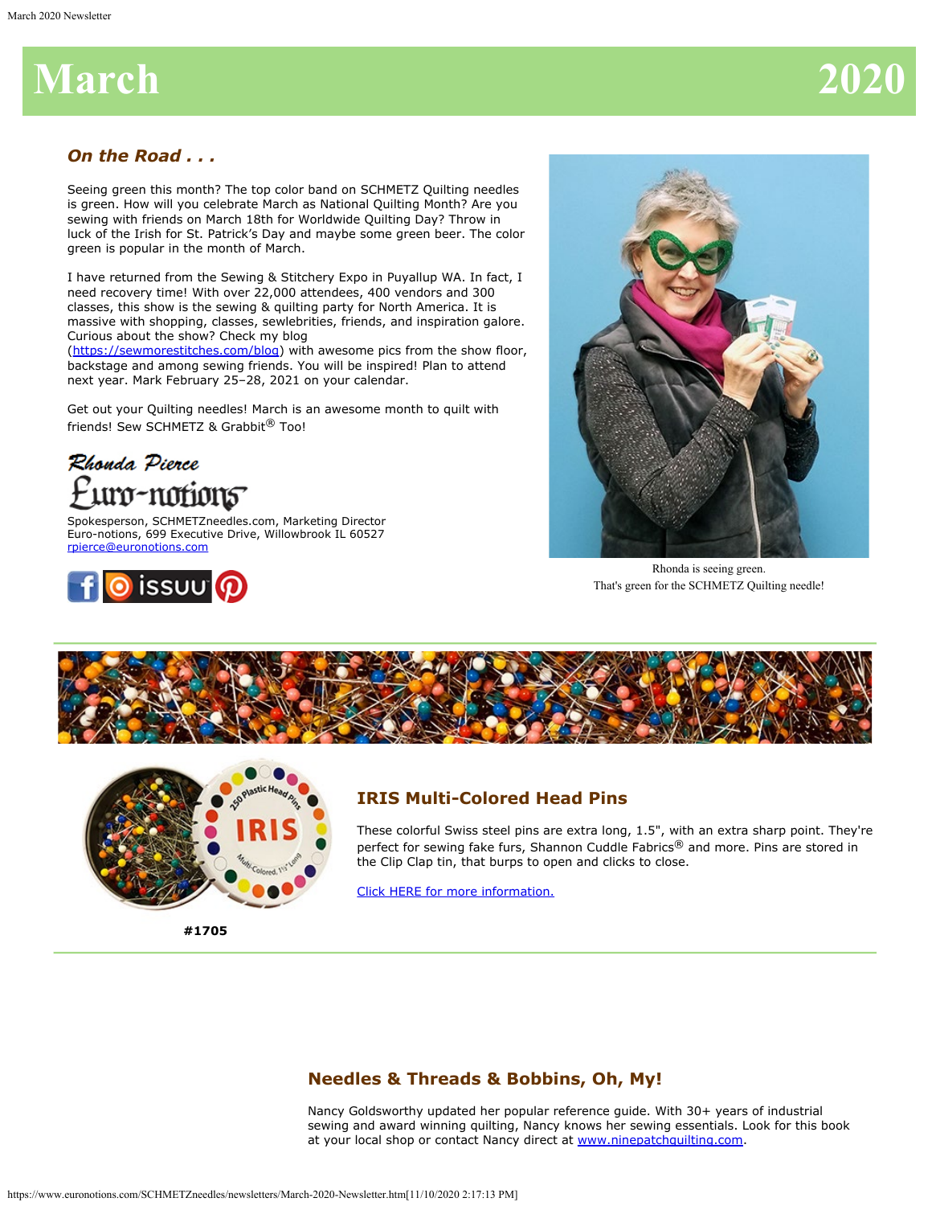# March 2020

## *On the Road . . .*

Seeing green this month? The top color band on SCHMETZ Quilting needles is green. How will you celebrate March as National Quilting Month? Are you sewing with friends on March 18th for Worldwide Quilting Day? Throw in luck of the Irish for St. Patrick's Day and maybe some green beer. The color green is popular in the month of March.

I have returned from the Sewing & Stitchery Expo in Puyallup WA. In fact, I need recovery time! With over 22,000 attendees, 400 vendors and 300 classes, this show is the sewing & quilting party for North America. It is massive with shopping, classes, sewlebrities, friends, and inspiration galore. Curious about the show? Check my blog (https://sewmorestitches.com/blog) with awesome pics from the show floor, backstage and among sewing friends. You will be inspired! Plan to attend next year. Mark February 25–28, 2021 on your calendar.

Get out your Quilting needles! March is an awesome month to quilt with friends! Sew SCHMETZ & Grabbit® Too!

Rhonda Pierce
Euro-notions

Spokesperson, SCHMETZneedles.com, Marketing Director
Euro-notions, 699 Executive Drive, Willowbrook IL 60527
rpierce@euronotions.com

Rhonda is seeing green.
That's green for the SCHMETZ Quilting needle!

**#1705**

## IRIS Multi-Colored Head Pins

These colorful Swiss steel pins are extra long, 1.5", with an extra sharp point. They're perfect for sewing fake furs, Shannon Cuddle Fabrics® and more. Pins are stored in the Clip Clap tin, that burps to open and clicks to close.

Click HERE for more information.

## Needles & Threads & Bobbins, Oh, My!

Nancy Goldsworthy updated her popular reference guide. With 30+ years of industrial sewing and award winning quilting, Nancy knows her sewing essentials. Look for this book at your local shop or contact Nancy direct at www.ninepatchquilting.com.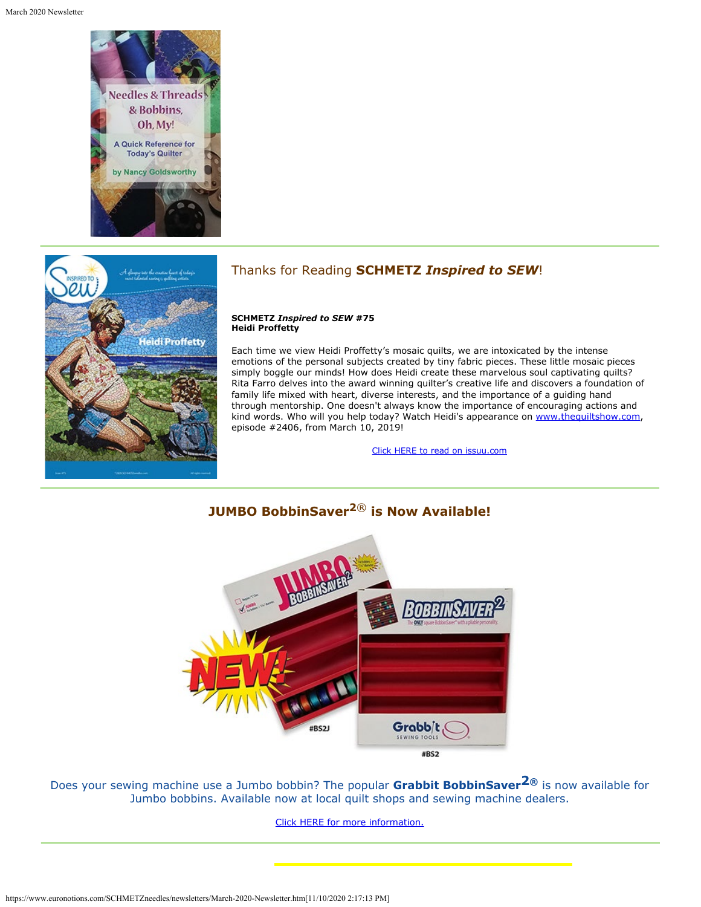## Thanks for Reading **SCHMETZ *Inspired to SEW***!

**SCHMETZ *Inspired to SEW* #75**
**Heidi Proffetty**

Each time we view Heidi Proffetty's mosaic quilts, we are intoxicated by the intense emotions of the personal subjects created by tiny fabric pieces. These little mosaic pieces simply boggle our minds! How does Heidi create these marvelous soul captivating quilts? Rita Farro delves into the award winning quilter's creative life and discovers a foundation of family life mixed with heart, diverse interests, and the importance of a guiding hand through mentorship. One doesn't always know the importance of encouraging actions and kind words. Who will you help today? Watch Heidi's appearance on www.thequiltshow.com, episode #2406, from March 10, 2019!

Click HERE to read on issuu.com

---

## JUMBO BobbinSaver$^{2}$® is Now Available!

Does your sewing machine use a Jumbo bobbin? The popular **Grabbit BobbinSaver$^{2}$®** is now available for Jumbo bobbins. Available now at local quilt shops and sewing machine dealers.

Click HERE for more information.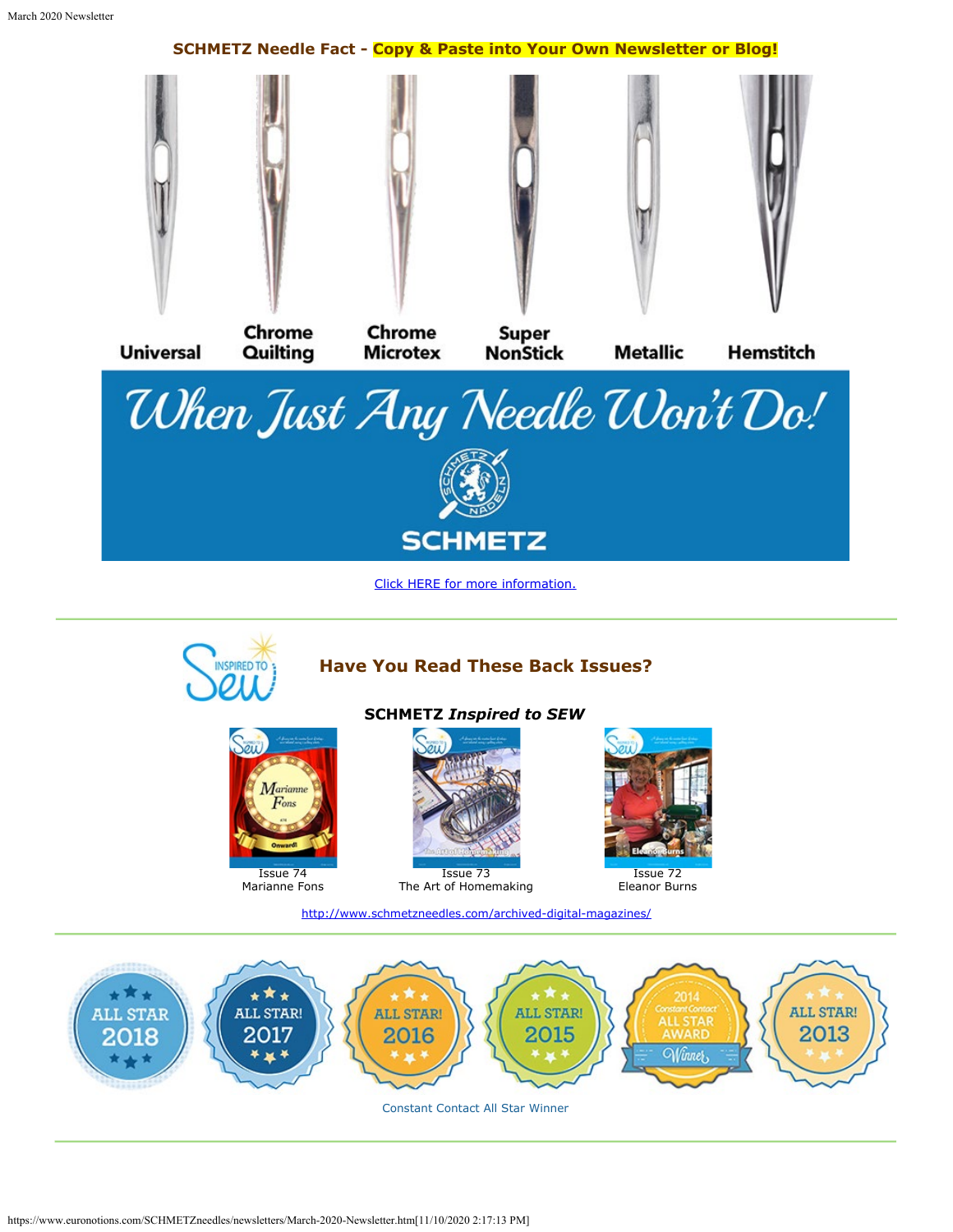**SCHMETZ Needle Fact - Copy & Paste into Your Own Newsletter or Blog!**

Universal | Chrome Quilting | Chrome Microtex | Super NonStick | Metallic | Hemstitch

*When Just Any Needle Won't Do!*

SCHMETZ

[Click HERE for more information.]

---

## Have You Read These Back Issues?

**SCHMETZ *Inspired to SEW***

Issue 74
Marianne Fons

Issue 73
The Art of Homemaking

Issue 72
Eleanor Burns

http://www.schmetzneedles.com/archived-digital-magazines/

---

ALL STAR 2018 | ALL STAR! 2017 | ALL STAR! 2016 | ALL STAR! 2015 | 2014 Constant Contact ALL STAR AWARD Winner | ALL STAR! 2013

Constant Contact All Star Winner

---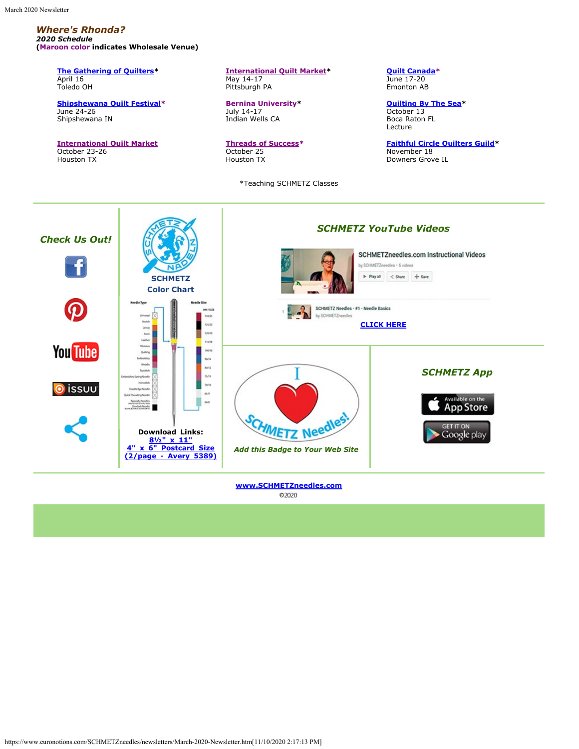### *Where's Rhonda?*

***2020 Schedule***

**(Maroon color indicates Wholesale Venue)**

**The Gathering of Quilters***
April 16
Toledo OH

**International Quilt Market***
May 14-17
Pittsburgh PA

**Quilt Canada***
June 17-20
Emonton AB

**Shipshewana Quilt Festival***
June 24-26
Shipshewana IN

**Bernina University***
July 14-17
Indian Wells CA

**Quilting By The Sea***
October 13
Boca Raton FL
Lecture

**International Quilt Market**
October 23-26
Houston TX

**Threads of Success***
October 25
Houston TX

**Faithful Circle Quilters Guild***
November 18
Downers Grove IL

*Teaching SCHMETZ Classes

***Check Us Out!***

**SCHMETZ Color Chart**

**Download Links:**
8½" x 11"
4" x 6" Postcard Size (2/page - Avery 5389)

***SCHMETZ YouTube Videos***

**CLICK HERE**

***Add this Badge to Your Web Site***

***SCHMETZ App***

**www.SCHMETZneedles.com**

©2020